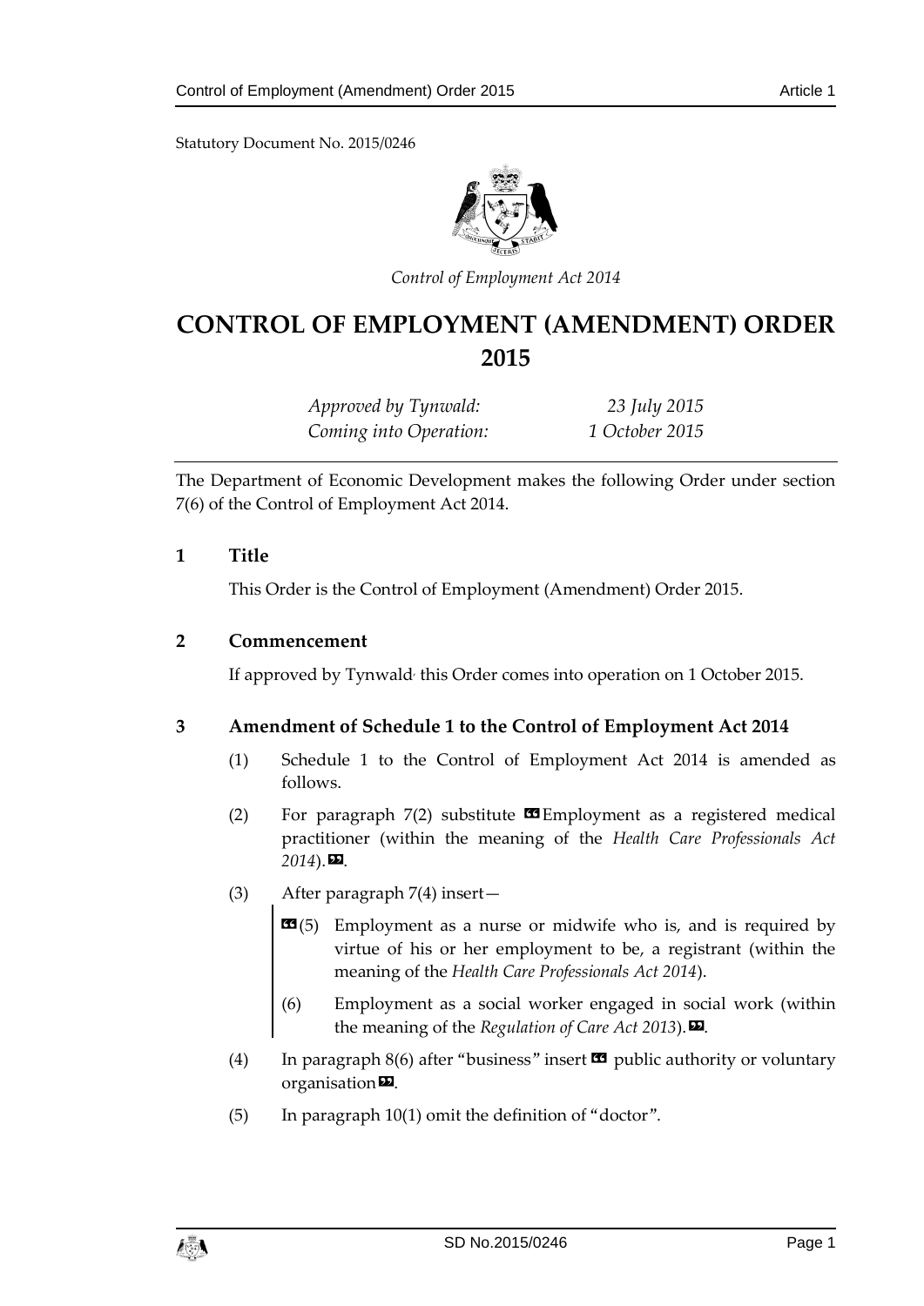Statutory Document No. 2015/0246

*Control of Employment Act 2014*

# CONTROL OF EMPLOYMENT (AMENDMENT) ORDER 2015

*Approved by Tynwald:* *23 July 2015*
*Coming into Operation:* *1 October 2015*

The Department of Economic Development makes the following Order under section 7(6) of the Control of Employment Act 2014.

## 1 Title

This Order is the Control of Employment (Amendment) Order 2015.

## 2 Commencement

If approved by Tynwald, this Order comes into operation on 1 October 2015.

## 3 Amendment of Schedule 1 to the Control of Employment Act 2014

(1) Schedule 1 to the Control of Employment Act 2014 is amended as follows.

(2) For paragraph 7(2) substitute «Employment as a registered medical practitioner (within the meaning of the *Health Care Professionals Act 2014*).».

(3) After paragraph 7(4) insert—

> «(5) Employment as a nurse or midwife who is, and is required by virtue of his or her employment to be, a registrant (within the meaning of the *Health Care Professionals Act 2014*).
>
> (6) Employment as a social worker engaged in social work (within the meaning of the *Regulation of Care Act 2013*).».

(4) In paragraph 8(6) after "business" insert « public authority or voluntary organisation».

(5) In paragraph 10(1) omit the definition of "doctor".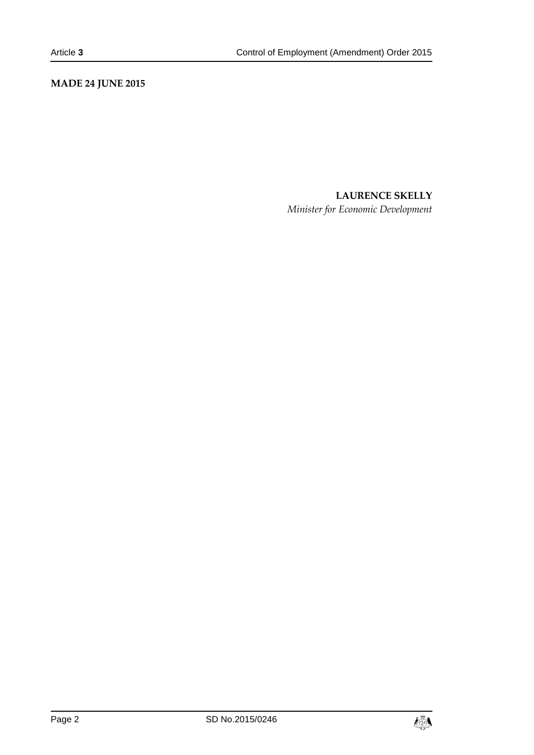**MADE 24 JUNE 2015**

**LAURENCE SKELLY**

*Minister for Economic Development*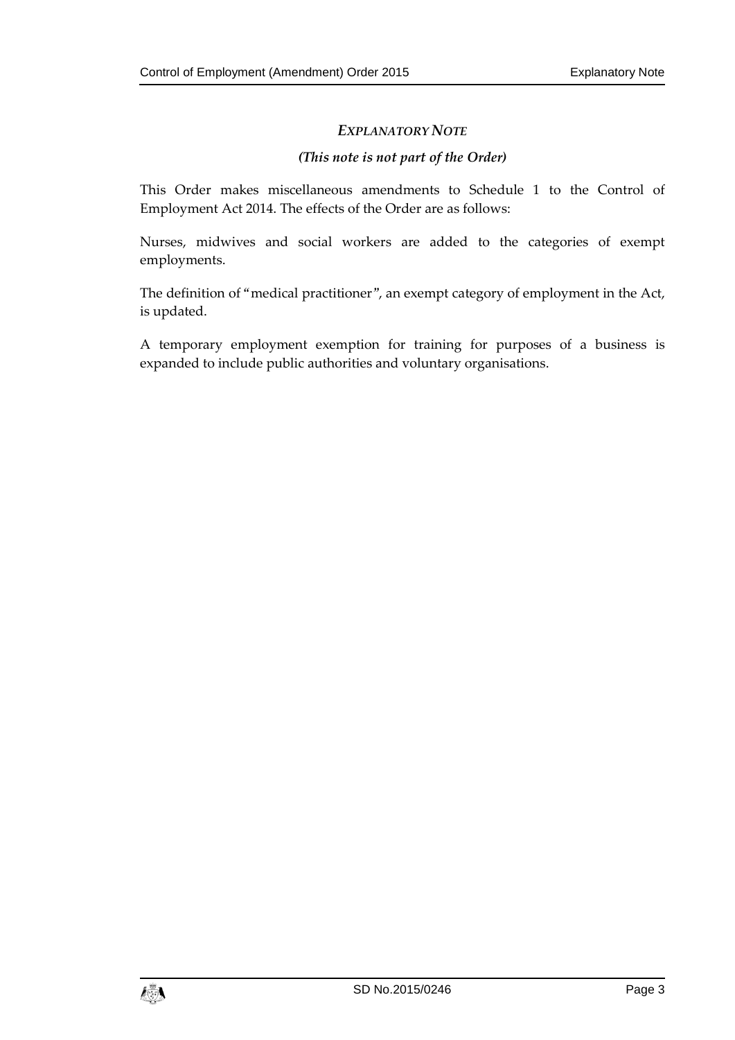## *EXPLANATORY NOTE*

***(This note is not part of the Order)***

This Order makes miscellaneous amendments to Schedule 1 to the Control of Employment Act 2014. The effects of the Order are as follows:

Nurses, midwives and social workers are added to the categories of exempt employments.

The definition of "medical practitioner", an exempt category of employment in the Act, is updated.

A temporary employment exemption for training for purposes of a business is expanded to include public authorities and voluntary organisations.